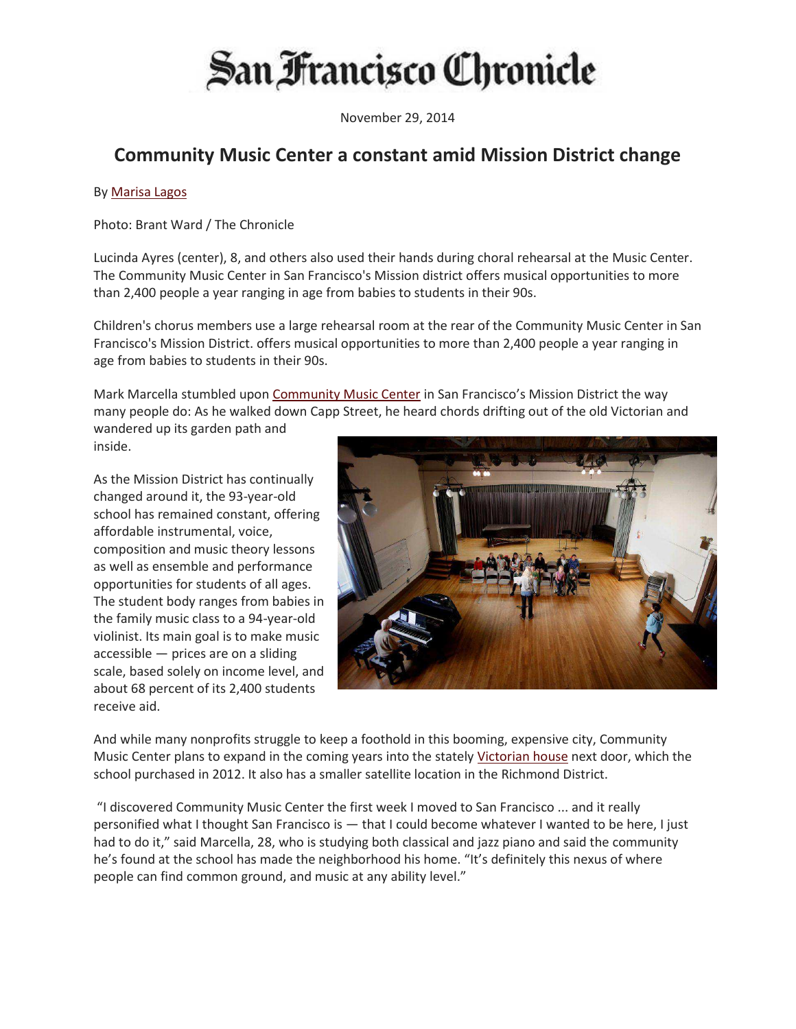# San Francisco Chronicle

November 29, 2014

## Community Music Center a constant amid Mission District change

By Marisa Lagos

Photo: Brant Ward / The Chronicle

Lucinda Ayres (center), 8, and others also used their hands during choral rehearsal at the Music Center. The Community Music Center in San Francisco's Mission district offers musical opportunities to more than 2,400 people a year ranging in age from babies to students in their 90s.

Children's chorus members use a large rehearsal room at the rear of the Community Music Center in San Francisco's Mission District. offers musical opportunities to more than 2,400 people a year ranging in age from babies to students in their 90s.

Mark Marcella stumbled upon Community Music Center in San Francisco's Mission District the way many people do: As he walked down Capp Street, he heard chords drifting out of the old Victorian and wandered up its garden path and inside.

As the Mission District has continually changed around it, the 93-year-old school has remained constant, offering affordable instrumental, voice, composition and music theory lessons as well as ensemble and performance opportunities for students of all ages. The student body ranges from babies in the family music class to a 94-year-old violinist. Its main goal is to make music accessible — prices are on a sliding scale, based solely on income level, and about 68 percent of its 2,400 students receive aid.

And while many nonprofits struggle to keep a foothold in this booming, expensive city, Community Music Center plans to expand in the coming years into the stately Victorian house next door, which the school purchased in 2012. It also has a smaller satellite location in the Richmond District.

"I discovered Community Music Center the first week I moved to San Francisco ... and it really personified what I thought San Francisco is — that I could become whatever I wanted to be here, I just had to do it," said Marcella, 28, who is studying both classical and jazz piano and said the community he's found at the school has made the neighborhood his home. "It's definitely this nexus of where people can find common ground, and music at any ability level."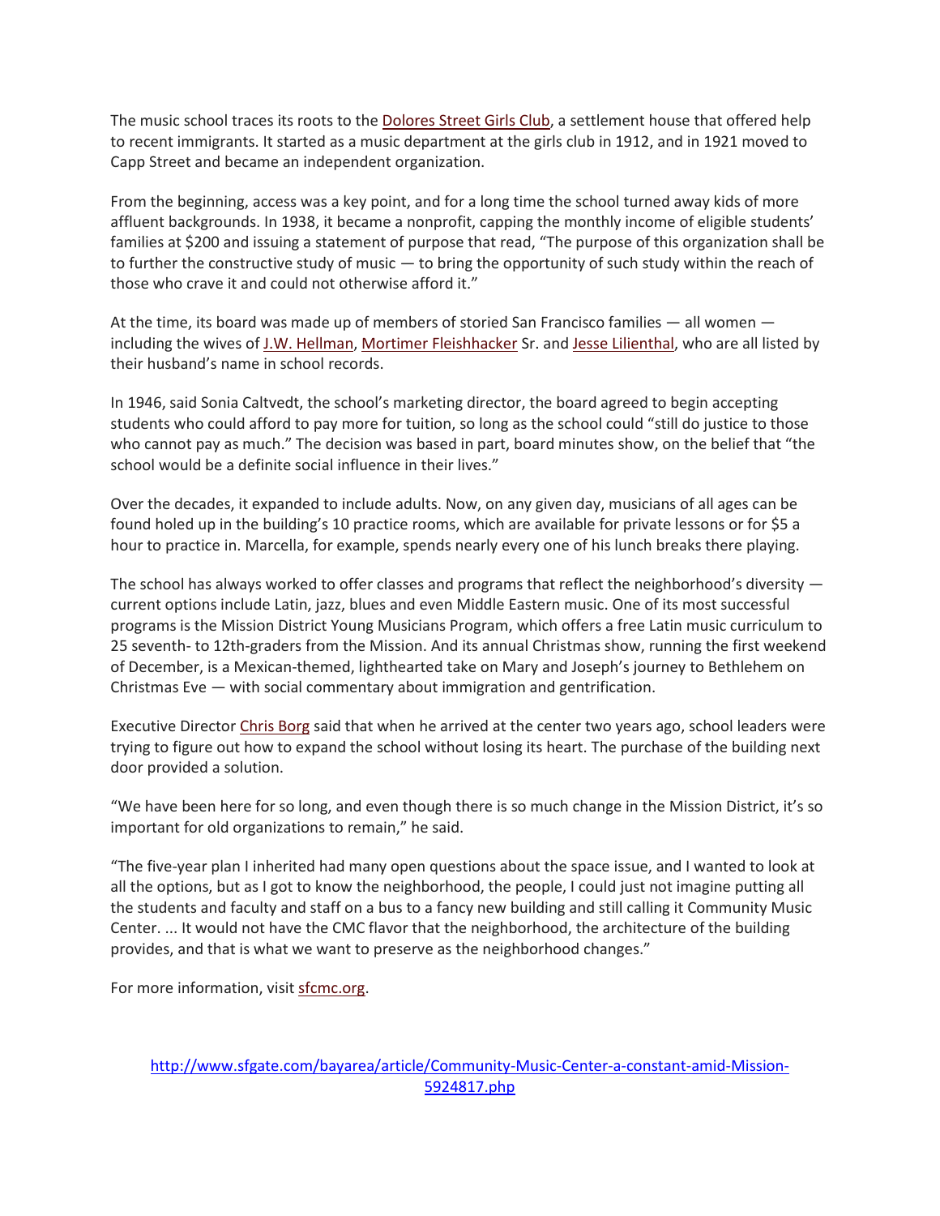The music school traces its roots to the Dolores Street Girls Club, a settlement house that offered help to recent immigrants. It started as a music department at the girls club in 1912, and in 1921 moved to Capp Street and became an independent organization.

From the beginning, access was a key point, and for a long time the school turned away kids of more affluent backgrounds. In 1938, it became a nonprofit, capping the monthly income of eligible students' families at $200 and issuing a statement of purpose that read, "The purpose of this organization shall be to further the constructive study of music — to bring the opportunity of such study within the reach of those who crave it and could not otherwise afford it."

At the time, its board was made up of members of storied San Francisco families — all women — including the wives of J.W. Hellman, Mortimer Fleishhacker Sr. and Jesse Lilienthal, who are all listed by their husband's name in school records.

In 1946, said Sonia Caltvedt, the school's marketing director, the board agreed to begin accepting students who could afford to pay more for tuition, so long as the school could "still do justice to those who cannot pay as much." The decision was based in part, board minutes show, on the belief that "the school would be a definite social influence in their lives."

Over the decades, it expanded to include adults. Now, on any given day, musicians of all ages can be found holed up in the building's 10 practice rooms, which are available for private lessons or for $5 a hour to practice in. Marcella, for example, spends nearly every one of his lunch breaks there playing.

The school has always worked to offer classes and programs that reflect the neighborhood's diversity — current options include Latin, jazz, blues and even Middle Eastern music. One of its most successful programs is the Mission District Young Musicians Program, which offers a free Latin music curriculum to 25 seventh- to 12th-graders from the Mission. And its annual Christmas show, running the first weekend of December, is a Mexican-themed, lighthearted take on Mary and Joseph's journey to Bethlehem on Christmas Eve — with social commentary about immigration and gentrification.

Executive Director Chris Borg said that when he arrived at the center two years ago, school leaders were trying to figure out how to expand the school without losing its heart. The purchase of the building next door provided a solution.

"We have been here for so long, and even though there is so much change in the Mission District, it's so important for old organizations to remain," he said.

"The five-year plan I inherited had many open questions about the space issue, and I wanted to look at all the options, but as I got to know the neighborhood, the people, I could just not imagine putting all the students and faculty and staff on a bus to a fancy new building and still calling it Community Music Center. ... It would not have the CMC flavor that the neighborhood, the architecture of the building provides, and that is what we want to preserve as the neighborhood changes."

For more information, visit sfcmc.org.

http://www.sfgate.com/bayarea/article/Community-Music-Center-a-constant-amid-Mission-5924817.php